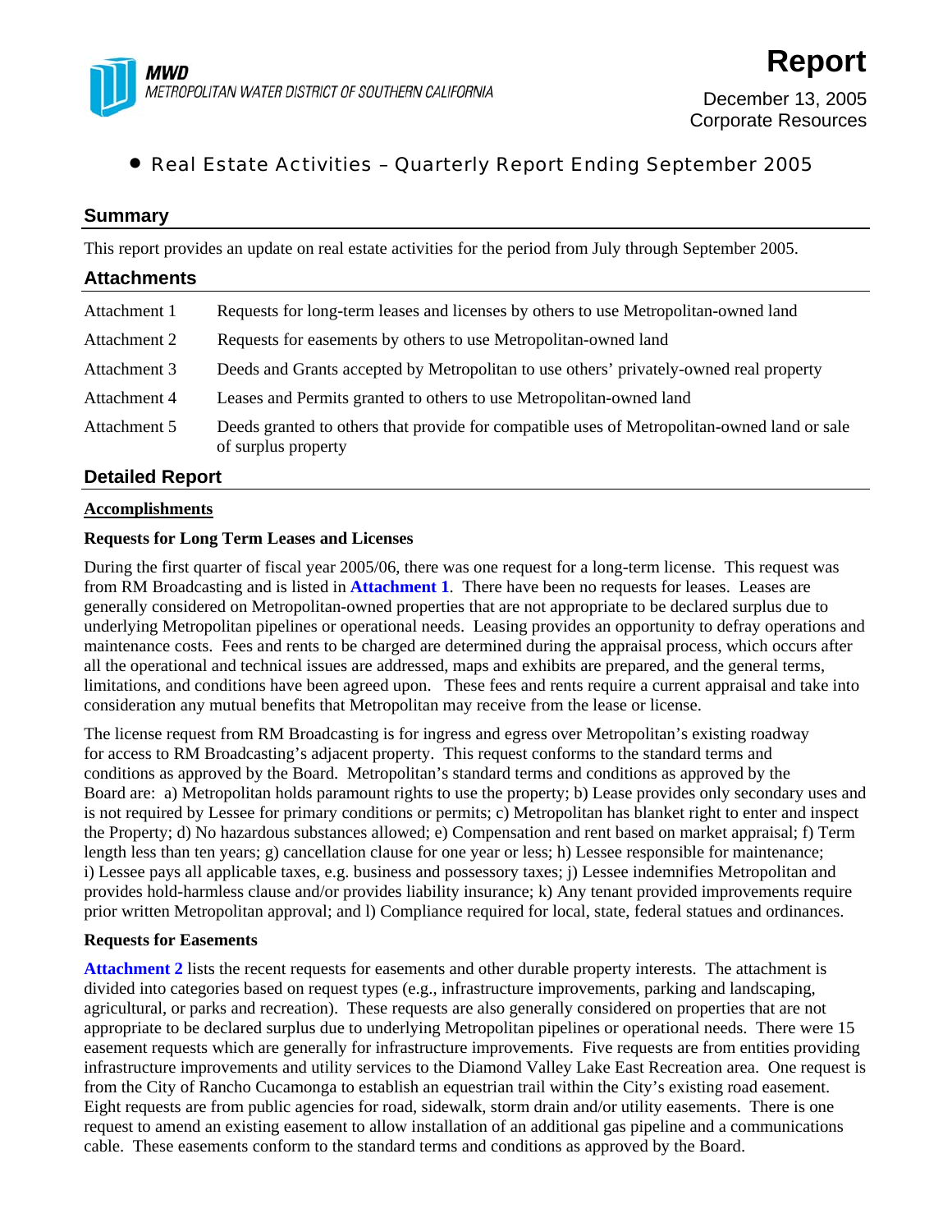**MWD**
METROPOLITAN WATER DISTRICT OF SOUTHERN CALIFORNIA

# Report

December 13, 2005
Corporate Resources

- Real Estate Activities – Quarterly Report Ending September 2005

## Summary

This report provides an update on real estate activities for the period from July through September 2005.

## Attachments

| | |
|---|---|
| Attachment 1 | Requests for long-term leases and licenses by others to use Metropolitan-owned land |
| Attachment 2 | Requests for easements by others to use Metropolitan-owned land |
| Attachment 3 | Deeds and Grants accepted by Metropolitan to use others' privately-owned real property |
| Attachment 4 | Leases and Permits granted to others to use Metropolitan-owned land |
| Attachment 5 | Deeds granted to others that provide for compatible uses of Metropolitan-owned land or sale of surplus property |

## Detailed Report

**Accomplishments**

**Requests for Long Term Leases and Licenses**

During the first quarter of fiscal year 2005/06, there was one request for a long-term license. This request was from RM Broadcasting and is listed in **Attachment 1**. There have been no requests for leases. Leases are generally considered on Metropolitan-owned properties that are not appropriate to be declared surplus due to underlying Metropolitan pipelines or operational needs. Leasing provides an opportunity to defray operations and maintenance costs. Fees and rents to be charged are determined during the appraisal process, which occurs after all the operational and technical issues are addressed, maps and exhibits are prepared, and the general terms, limitations, and conditions have been agreed upon. These fees and rents require a current appraisal and take into consideration any mutual benefits that Metropolitan may receive from the lease or license.

The license request from RM Broadcasting is for ingress and egress over Metropolitan's existing roadway for access to RM Broadcasting's adjacent property. This request conforms to the standard terms and conditions as approved by the Board. Metropolitan's standard terms and conditions as approved by the Board are: a) Metropolitan holds paramount rights to use the property; b) Lease provides only secondary uses and is not required by Lessee for primary conditions or permits; c) Metropolitan has blanket right to enter and inspect the Property; d) No hazardous substances allowed; e) Compensation and rent based on market appraisal; f) Term length less than ten years; g) cancellation clause for one year or less; h) Lessee responsible for maintenance; i) Lessee pays all applicable taxes, e.g. business and possessory taxes; j) Lessee indemnifies Metropolitan and provides hold-harmless clause and/or provides liability insurance; k) Any tenant provided improvements require prior written Metropolitan approval; and l) Compliance required for local, state, federal statues and ordinances.

**Requests for Easements**

**Attachment 2** lists the recent requests for easements and other durable property interests. The attachment is divided into categories based on request types (e.g., infrastructure improvements, parking and landscaping, agricultural, or parks and recreation). These requests are also generally considered on properties that are not appropriate to be declared surplus due to underlying Metropolitan pipelines or operational needs. There were 15 easement requests which are generally for infrastructure improvements. Five requests are from entities providing infrastructure improvements and utility services to the Diamond Valley Lake East Recreation area. One request is from the City of Rancho Cucamonga to establish an equestrian trail within the City's existing road easement. Eight requests are from public agencies for road, sidewalk, storm drain and/or utility easements. There is one request to amend an existing easement to allow installation of an additional gas pipeline and a communications cable. These easements conform to the standard terms and conditions as approved by the Board.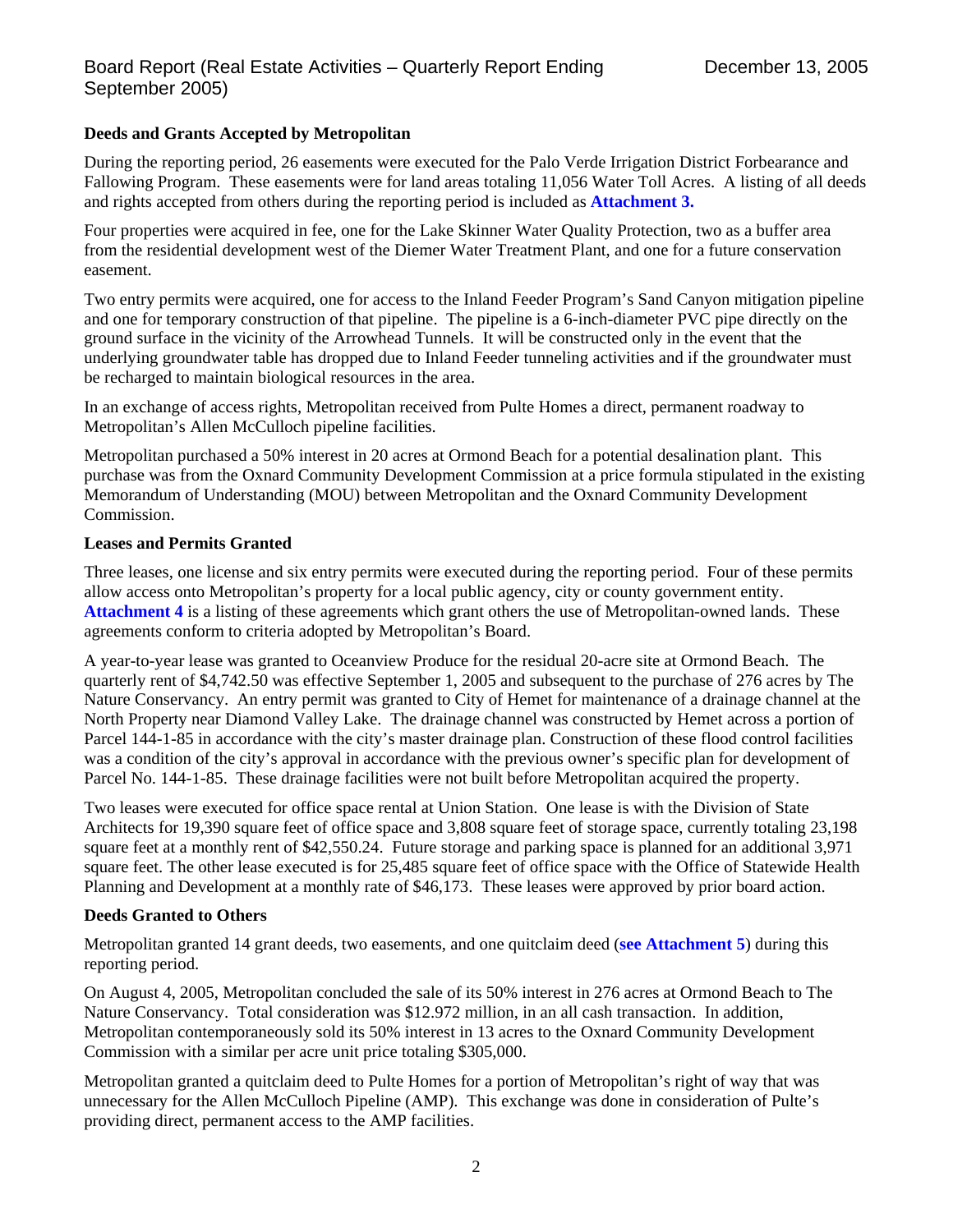**Deeds and Grants Accepted by Metropolitan**

During the reporting period, 26 easements were executed for the Palo Verde Irrigation District Forbearance and Fallowing Program. These easements were for land areas totaling 11,056 Water Toll Acres. A listing of all deeds and rights accepted from others during the reporting period is included as **Attachment 3.**

Four properties were acquired in fee, one for the Lake Skinner Water Quality Protection, two as a buffer area from the residential development west of the Diemer Water Treatment Plant, and one for a future conservation easement.

Two entry permits were acquired, one for access to the Inland Feeder Program's Sand Canyon mitigation pipeline and one for temporary construction of that pipeline. The pipeline is a 6-inch-diameter PVC pipe directly on the ground surface in the vicinity of the Arrowhead Tunnels. It will be constructed only in the event that the underlying groundwater table has dropped due to Inland Feeder tunneling activities and if the groundwater must be recharged to maintain biological resources in the area.

In an exchange of access rights, Metropolitan received from Pulte Homes a direct, permanent roadway to Metropolitan's Allen McCulloch pipeline facilities.

Metropolitan purchased a 50% interest in 20 acres at Ormond Beach for a potential desalination plant. This purchase was from the Oxnard Community Development Commission at a price formula stipulated in the existing Memorandum of Understanding (MOU) between Metropolitan and the Oxnard Community Development Commission.

**Leases and Permits Granted**

Three leases, one license and six entry permits were executed during the reporting period. Four of these permits allow access onto Metropolitan's property for a local public agency, city or county government entity. **Attachment 4** is a listing of these agreements which grant others the use of Metropolitan-owned lands. These agreements conform to criteria adopted by Metropolitan's Board.

A year-to-year lease was granted to Oceanview Produce for the residual 20-acre site at Ormond Beach. The quarterly rent of $4,742.50 was effective September 1, 2005 and subsequent to the purchase of 276 acres by The Nature Conservancy. An entry permit was granted to City of Hemet for maintenance of a drainage channel at the North Property near Diamond Valley Lake. The drainage channel was constructed by Hemet across a portion of Parcel 144-1-85 in accordance with the city's master drainage plan. Construction of these flood control facilities was a condition of the city's approval in accordance with the previous owner's specific plan for development of Parcel No. 144-1-85. These drainage facilities were not built before Metropolitan acquired the property.

Two leases were executed for office space rental at Union Station. One lease is with the Division of State Architects for 19,390 square feet of office space and 3,808 square feet of storage space, currently totaling 23,198 square feet at a monthly rent of $42,550.24. Future storage and parking space is planned for an additional 3,971 square feet. The other lease executed is for 25,485 square feet of office space with the Office of Statewide Health Planning and Development at a monthly rate of $46,173. These leases were approved by prior board action.

**Deeds Granted to Others**

Metropolitan granted 14 grant deeds, two easements, and one quitclaim deed (**see Attachment 5**) during this reporting period.

On August 4, 2005, Metropolitan concluded the sale of its 50% interest in 276 acres at Ormond Beach to The Nature Conservancy. Total consideration was $12.972 million, in an all cash transaction. In addition, Metropolitan contemporaneously sold its 50% interest in 13 acres to the Oxnard Community Development Commission with a similar per acre unit price totaling $305,000.

Metropolitan granted a quitclaim deed to Pulte Homes for a portion of Metropolitan's right of way that was unnecessary for the Allen McCulloch Pipeline (AMP). This exchange was done in consideration of Pulte's providing direct, permanent access to the AMP facilities.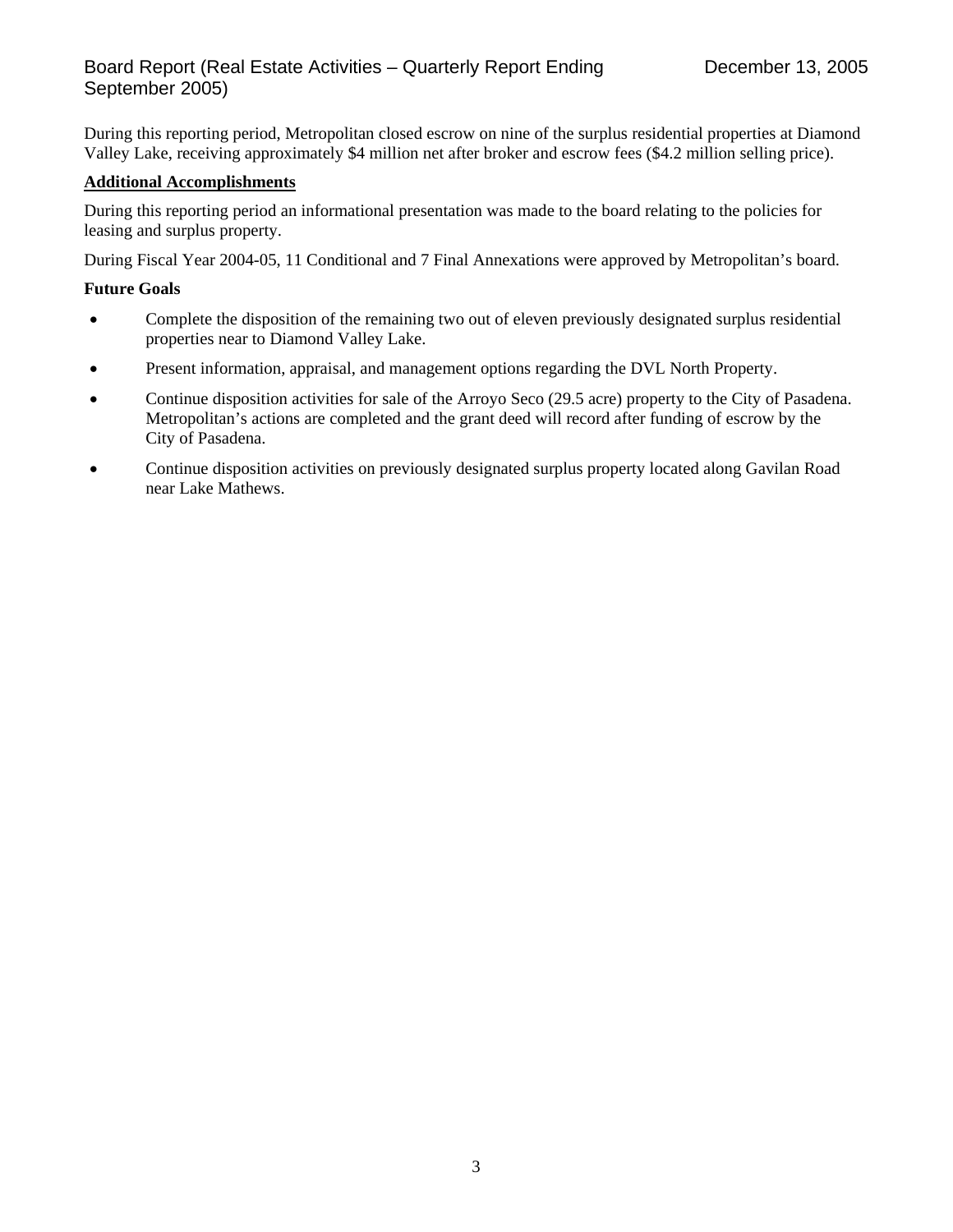During this reporting period, Metropolitan closed escrow on nine of the surplus residential properties at Diamond Valley Lake, receiving approximately $4 million net after broker and escrow fees ($4.2 million selling price).

**Additional Accomplishments**

During this reporting period an informational presentation was made to the board relating to the policies for leasing and surplus property.

During Fiscal Year 2004-05, 11 Conditional and 7 Final Annexations were approved by Metropolitan's board.

**Future Goals**

- Complete the disposition of the remaining two out of eleven previously designated surplus residential properties near to Diamond Valley Lake.
- Present information, appraisal, and management options regarding the DVL North Property.
- Continue disposition activities for sale of the Arroyo Seco (29.5 acre) property to the City of Pasadena. Metropolitan's actions are completed and the grant deed will record after funding of escrow by the City of Pasadena.
- Continue disposition activities on previously designated surplus property located along Gavilan Road near Lake Mathews.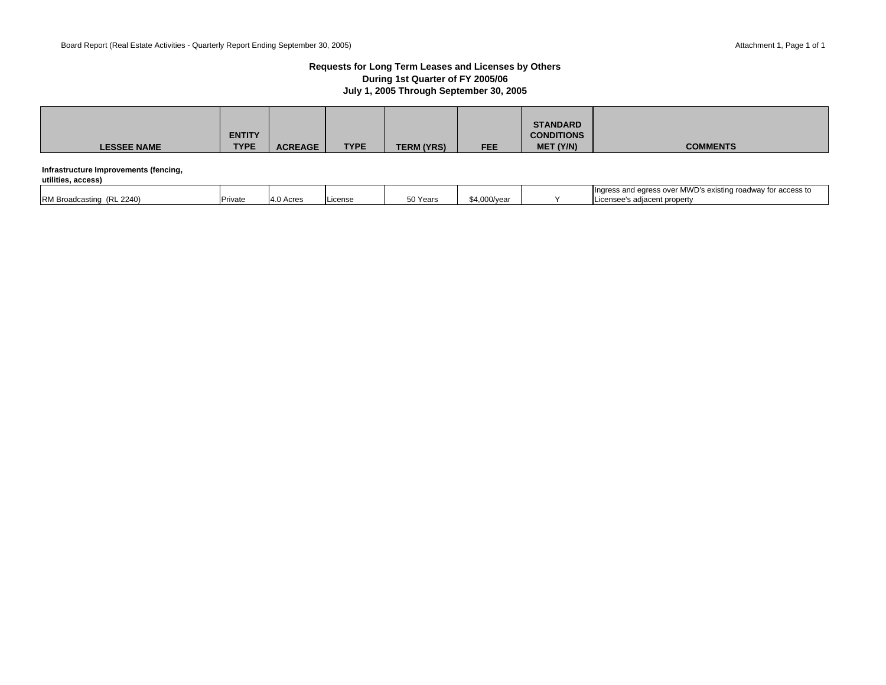## Requests for Long Term Leases and Licenses by Others
## During 1st Quarter of FY 2005/06
## July 1, 2005 Through September 30, 2005

| LESSEE NAME | ENTITY TYPE | ACREAGE | TYPE | TERM (YRS) | FEE | STANDARD CONDITIONS MET (Y/N) | COMMENTS |
|---|---|---|---|---|---|---|---|
| **Infrastructure Improvements (fencing, utilities, access)** | | | | | | | |
| RM Broadcasting (RL 2240) | Private | 4.0 Acres | License | 50 Years | $4,000/year | Y | Ingress and egress over MWD's existing roadway for access to Licensee's adjacent property |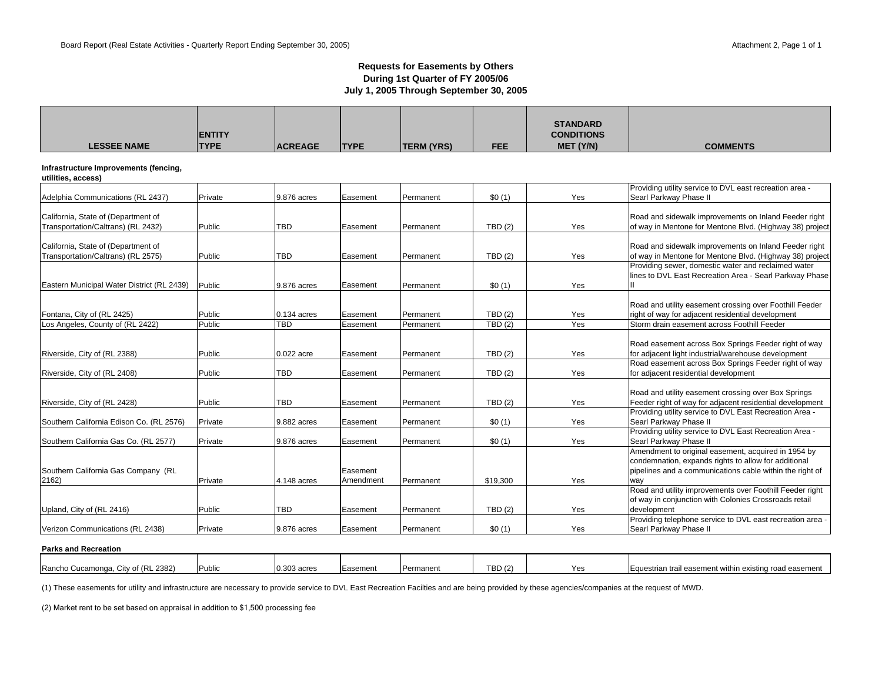Board Report (Real Estate Activities - Quarterly Report Ending September 30, 2005)

Attachment 2, Page 1 of 1

## Requests for Easements by Others
## During 1st Quarter of FY 2005/06
## July 1, 2005 Through September 30, 2005

| LESSEE NAME | ENTITY TYPE | ACREAGE | TYPE | TERM (YRS) | FEE | STANDARD CONDITIONS MET (Y/N) | COMMENTS |
|---|---|---|---|---|---|---|---|
| **Infrastructure Improvements (fencing, utilities, access)** | | | | | | | |
| Adelphia Communications (RL 2437) | Private | 9.876 acres | Easement | Permanent | $0 (1) | Yes | Providing utility service to DVL east recreation area - Searl Parkway Phase II |
| California, State of (Department of Transportation/Caltrans) (RL 2432) | Public | TBD | Easement | Permanent | TBD (2) | Yes | Road and sidewalk improvements on Inland Feeder right of way in Mentone for Mentone Blvd. (Highway 38) project |
| California, State of (Department of Transportation/Caltrans) (RL 2575) | Public | TBD | Easement | Permanent | TBD (2) | Yes | Road and sidewalk improvements on Inland Feeder right of way in Mentone for Mentone Blvd. (Highway 38) project |
| Eastern Municipal Water District (RL 2439) | Public | 9.876 acres | Easement | Permanent | $0 (1) | Yes | Providing sewer, domestic water and reclaimed water lines to DVL East Recreation Area - Searl Parkway Phase II |
| Fontana, City of (RL 2425) | Public | 0.134 acres | Easement | Permanent | TBD (2) | Yes | Road and utility easement crossing over Foothill Feeder right of way for adjacent residential development |
| Los Angeles, County of (RL 2422) | Public | TBD | Easement | Permanent | TBD (2) | Yes | Storm drain easement across Foothill Feeder |
| Riverside, City of (RL 2388) | Public | 0.022 acre | Easement | Permanent | TBD (2) | Yes | Road easement across Box Springs Feeder right of way for adjacent light industrial/warehouse development |
| Riverside, City of (RL 2408) | Public | TBD | Easement | Permanent | TBD (2) | Yes | Road easement across Box Springs Feeder right of way for adjacent residential development |
| Riverside, City of (RL 2428) | Public | TBD | Easement | Permanent | TBD (2) | Yes | Road and utility easement crossing over Box Springs Feeder right of way for adjacent residential development |
| Southern California Edison Co. (RL 2576) | Private | 9.882 acres | Easement | Permanent | $0 (1) | Yes | Providing utility service to DVL East Recreation Area - Searl Parkway Phase II |
| Southern California Gas Co. (RL 2577) | Private | 9.876 acres | Easement | Permanent | $0 (1) | Yes | Providing utility service to DVL East Recreation Area - Searl Parkway Phase II |
| Southern California Gas Company (RL 2162) | Private | 4.148 acres | Easement Amendment | Permanent | $19,300 | Yes | Amendment to original easement, acquired in 1954 by condemnation, expands rights to allow for additional pipelines and a communications cable within the right of way |
| Upland, City of (RL 2416) | Public | TBD | Easement | Permanent | TBD (2) | Yes | Road and utility improvements over Foothill Feeder right of way in conjunction with Colonies Crossroads retail development |
| Verizon Communications (RL 2438) | Private | 9.876 acres | Easement | Permanent | $0 (1) | Yes | Providing telephone service to DVL east recreation area - Searl Parkway Phase II |
| **Parks and Recreation** | | | | | | | |
| Rancho Cucamonga, City of (RL 2382) | Public | 0.303 acres | Easement | Permanent | TBD (2) | Yes | Equestrian trail easement within existing road easement |

(1) These easements for utility and infrastructure are necessary to provide service to DVL East Recreation Facilties and are being provided by these agencies/companies at the request of MWD.

(2) Market rent to be set based on appraisal in addition to $1,500 processing fee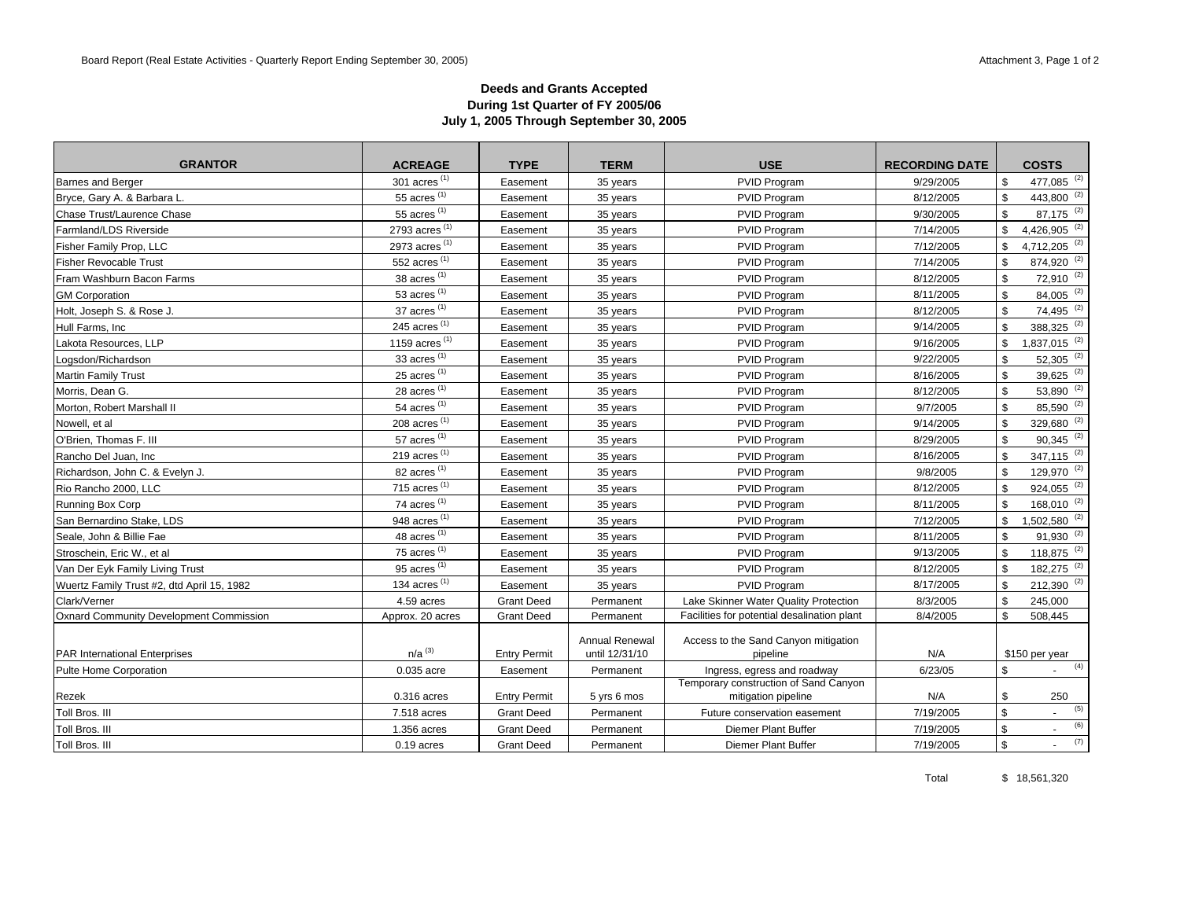Board Report (Real Estate Activities - Quarterly Report Ending September 30, 2005)

Attachment 3, Page 1 of 2

### Deeds and Grants Accepted
### During 1st Quarter of FY 2005/06
### July 1, 2005 Through September 30, 2005

| GRANTOR | ACREAGE | TYPE | TERM | USE | RECORDING DATE | COSTS |
|---|---|---|---|---|---|---|
| Barnes and Berger | 301 acres [1] | Easement | 35 years | PVID Program | 9/29/2005 | $ 477,085 [2] |
| Bryce, Gary A. & Barbara L. | 55 acres [1] | Easement | 35 years | PVID Program | 8/12/2005 | $ 443,800 [2] |
| Chase Trust/Laurence Chase | 55 acres [1] | Easement | 35 years | PVID Program | 9/30/2005 | $ 87,175 [2] |
| Farmland/LDS Riverside | 2793 acres [1] | Easement | 35 years | PVID Program | 7/14/2005 | $ 4,426,905 [2] |
| Fisher Family Prop, LLC | 2973 acres [1] | Easement | 35 years | PVID Program | 7/12/2005 | $ 4,712,205 [2] |
| Fisher Revocable Trust | 552 acres [1] | Easement | 35 years | PVID Program | 7/14/2005 | $ 874,920 [2] |
| Fram Washburn Bacon Farms | 38 acres [1] | Easement | 35 years | PVID Program | 8/12/2005 | $ 72,910 [2] |
| GM Corporation | 53 acres [1] | Easement | 35 years | PVID Program | 8/11/2005 | $ 84,005 [2] |
| Holt, Joseph S. & Rose J. | 37 acres [1] | Easement | 35 years | PVID Program | 8/12/2005 | $ 74,495 [2] |
| Hull Farms, Inc | 245 acres [1] | Easement | 35 years | PVID Program | 9/14/2005 | $ 388,325 [2] |
| Lakota Resources, LLP | 1159 acres [1] | Easement | 35 years | PVID Program | 9/16/2005 | $ 1,837,015 [2] |
| Logsdon/Richardson | 33 acres [1] | Easement | 35 years | PVID Program | 9/22/2005 | $ 52,305 [2] |
| Martin Family Trust | 25 acres [1] | Easement | 35 years | PVID Program | 8/16/2005 | $ 39,625 [2] |
| Morris, Dean G. | 28 acres [1] | Easement | 35 years | PVID Program | 8/12/2005 | $ 53,890 [2] |
| Morton, Robert Marshall II | 54 acres [1] | Easement | 35 years | PVID Program | 9/7/2005 | $ 85,590 [2] |
| Nowell, et al | 208 acres [1] | Easement | 35 years | PVID Program | 9/14/2005 | $ 329,680 [2] |
| O'Brien, Thomas F. III | 57 acres [1] | Easement | 35 years | PVID Program | 8/29/2005 | $ 90,345 [2] |
| Rancho Del Juan, Inc | 219 acres [1] | Easement | 35 years | PVID Program | 8/16/2005 | $ 347,115 [2] |
| Richardson, John C. & Evelyn J. | 82 acres [1] | Easement | 35 years | PVID Program | 9/8/2005 | $ 129,970 [2] |
| Rio Rancho 2000, LLC | 715 acres [1] | Easement | 35 years | PVID Program | 8/12/2005 | $ 924,055 [2] |
| Running Box Corp | 74 acres [1] | Easement | 35 years | PVID Program | 8/11/2005 | $ 168,010 [2] |
| San Bernardino Stake, LDS | 948 acres [1] | Easement | 35 years | PVID Program | 7/12/2005 | $ 1,502,580 [2] |
| Seale, John & Billie Fae | 48 acres [1] | Easement | 35 years | PVID Program | 8/11/2005 | $ 91,930 [2] |
| Stroschein, Eric W., et al | 75 acres [1] | Easement | 35 years | PVID Program | 9/13/2005 | $ 118,875 [2] |
| Van Der Eyk Family Living Trust | 95 acres [1] | Easement | 35 years | PVID Program | 8/12/2005 | $ 182,275 [2] |
| Wuertz Family Trust #2, dtd April 15, 1982 | 134 acres [1] | Easement | 35 years | PVID Program | 8/17/2005 | $ 212,390 [2] |
| Clark/Verner | 4.59 acres | Grant Deed | Permanent | Lake Skinner Water Quality Protection | 8/3/2005 | $ 245,000 |
| Oxnard Community Development Commission | Approx. 20 acres | Grant Deed | Permanent | Facilities for potential desalination plant | 8/4/2005 | $ 508,445 |
| PAR International Enterprises | n/a [3] | Entry Permit | Annual Renewal until 12/31/10 | Access to the Sand Canyon mitigation pipeline | N/A | $150 per year |
| Pulte Home Corporation | 0.035 acre | Easement | Permanent | Ingress, egress and roadway | 6/23/05 | $ - [4] |
| Rezek | 0.316 acres | Entry Permit | 5 yrs 6 mos | Temporary construction of Sand Canyon mitigation pipeline | N/A | $ 250 |
| Toll Bros. III | 7.518 acres | Grant Deed | Permanent | Future conservation easement | 7/19/2005 | $ - [5] |
| Toll Bros. III | 1.356 acres | Grant Deed | Permanent | Diemer Plant Buffer | 7/19/2005 | $ - [6] |
| Toll Bros. III | 0.19 acres | Grant Deed | Permanent | Diemer Plant Buffer | 7/19/2005 | $ - [7] |

Total $ 18,561,320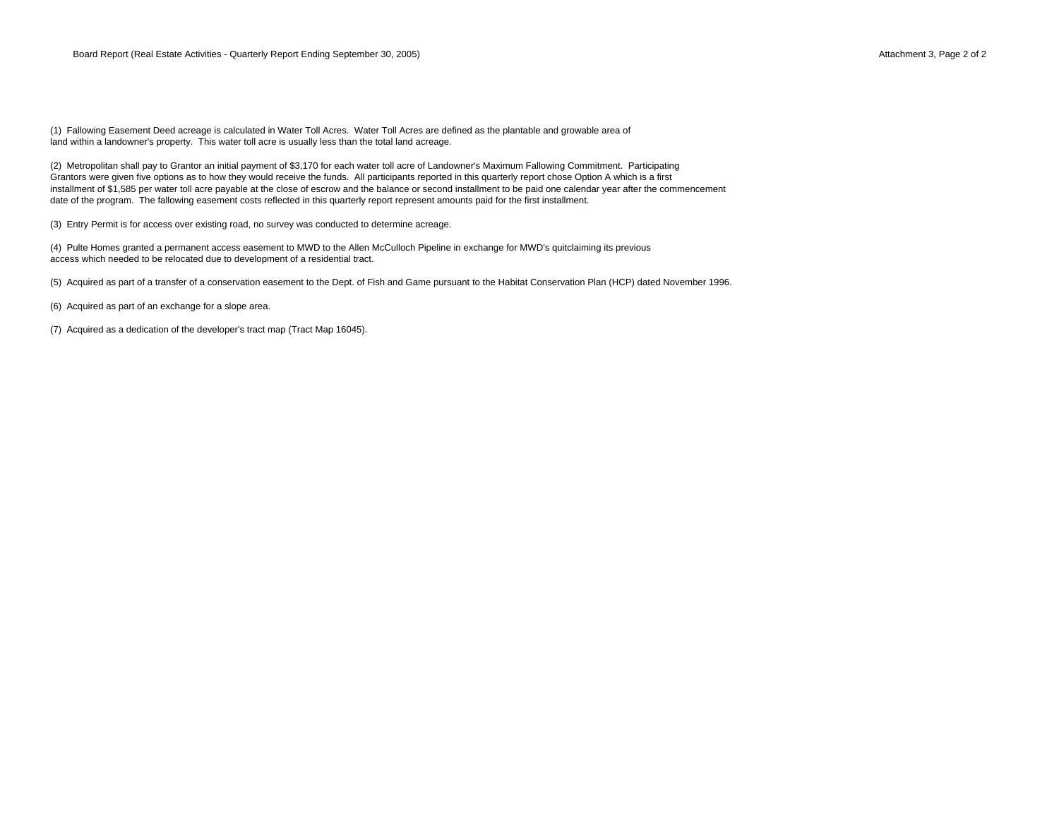(1) Fallowing Easement Deed acreage is calculated in Water Toll Acres. Water Toll Acres are defined as the plantable and growable area of land within a landowner's property. This water toll acre is usually less than the total land acreage.

(2) Metropolitan shall pay to Grantor an initial payment of $3,170 for each water toll acre of Landowner's Maximum Fallowing Commitment. Participating Grantors were given five options as to how they would receive the funds. All participants reported in this quarterly report chose Option A which is a first installment of $1,585 per water toll acre payable at the close of escrow and the balance or second installment to be paid one calendar year after the commencement date of the program. The fallowing easement costs reflected in this quarterly report represent amounts paid for the first installment.

(3) Entry Permit is for access over existing road, no survey was conducted to determine acreage.

(4) Pulte Homes granted a permanent access easement to MWD to the Allen McCulloch Pipeline in exchange for MWD's quitclaiming its previous access which needed to be relocated due to development of a residential tract.

(5) Acquired as part of a transfer of a conservation easement to the Dept. of Fish and Game pursuant to the Habitat Conservation Plan (HCP) dated November 1996.

(6) Acquired as part of an exchange for a slope area.

(7) Acquired as a dedication of the developer's tract map (Tract Map 16045).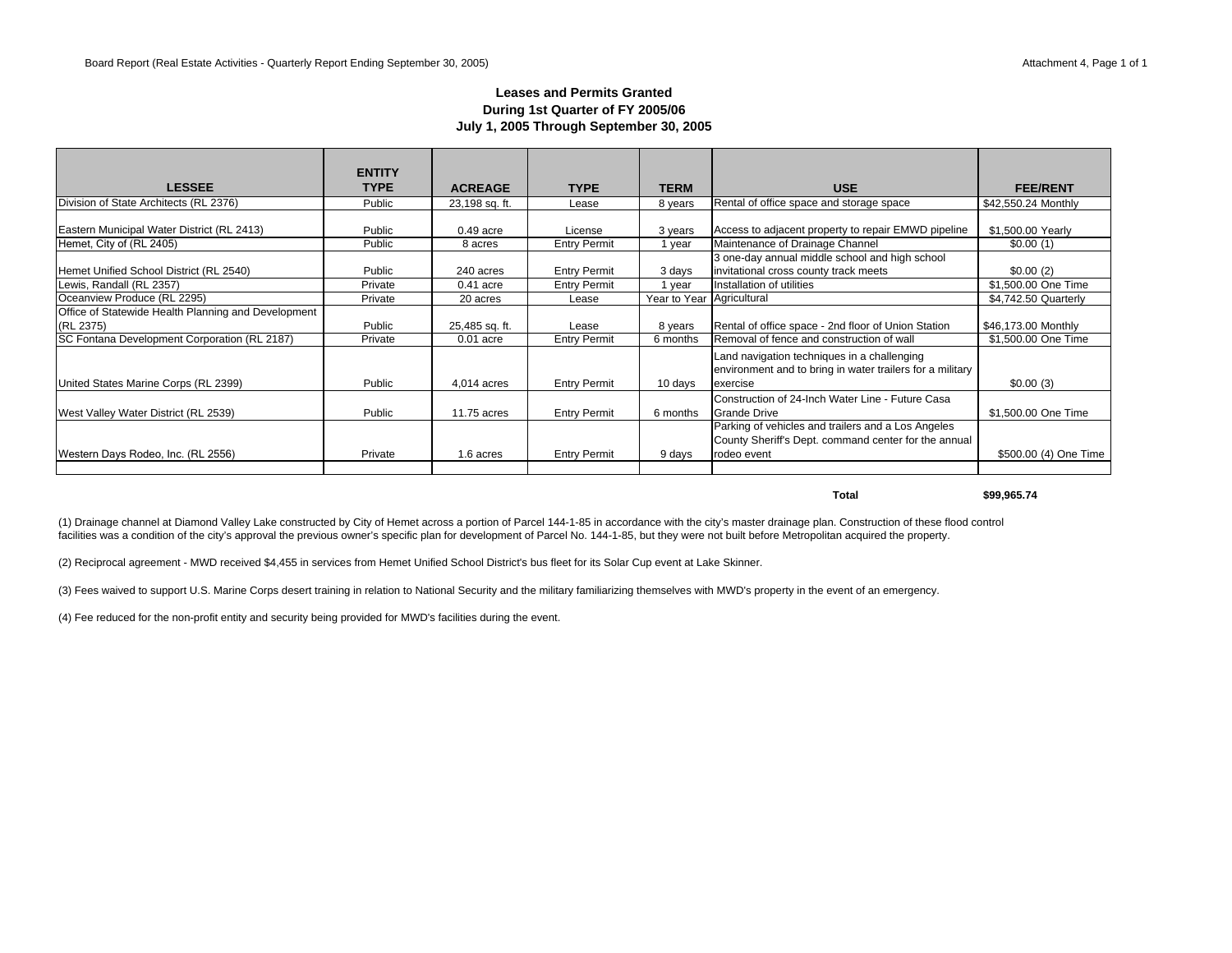## Leases and Permits Granted
## During 1st Quarter of FY 2005/06
## July 1, 2005 Through September 30, 2005

| LESSEE | ENTITY TYPE | ACREAGE | TYPE | TERM | USE | FEE/RENT |
|---|---|---|---|---|---|---|
| Division of State Architects (RL 2376) | Public | 23,198 sq. ft. | Lease | 8 years | Rental of office space and storage space | $42,550.24 Monthly |
| Eastern Municipal Water District (RL 2413) | Public | 0.49 acre | License | 3 years | Access to adjacent property to repair EMWD pipeline | $1,500.00 Yearly |
| Hemet, City of (RL 2405) | Public | 8 acres | Entry Permit | 1 year | Maintenance of Drainage Channel | $0.00 (1) |
| Hemet Unified School District (RL 2540) | Public | 240 acres | Entry Permit | 3 days | 3 one-day annual middle school and high school invitational cross county track meets | $0.00 (2) |
| Lewis, Randall (RL 2357) | Private | 0.41 acre | Entry Permit | 1 year | Installation of utilities | $1,500.00 One Time |
| Oceanview Produce (RL 2295) | Private | 20 acres | Lease | Year to Year | Agricultural | $4,742.50 Quarterly |
| Office of Statewide Health Planning and Development (RL 2375) | Public | 25,485 sq. ft. | Lease | 8 years | Rental of office space - 2nd floor of Union Station | $46,173.00 Monthly |
| SC Fontana Development Corporation (RL 2187) | Private | 0.01 acre | Entry Permit | 6 months | Removal of fence and construction of wall | $1,500.00 One Time |
| United States Marine Corps (RL 2399) | Public | 4,014 acres | Entry Permit | 10 days | Land navigation techniques in a challenging environment and to bring in water trailers for a military exercise | $0.00 (3) |
| West Valley Water District (RL 2539) | Public | 11.75 acres | Entry Permit | 6 months | Construction of 24-Inch Water Line - Future Casa Grande Drive | $1,500.00 One Time |
| Western Days Rodeo, Inc. (RL 2556) | Private | 1.6 acres | Entry Permit | 9 days | Parking of vehicles and trailers and a Los Angeles County Sheriff's Dept. command center for the annual rodeo event | $500.00 (4) One Time |
| | | | | | **Total** | **$99,965.74** |

(1) Drainage channel at Diamond Valley Lake constructed by City of Hemet across a portion of Parcel 144-1-85 in accordance with the city's master drainage plan. Construction of these flood control facilities was a condition of the city's approval the previous owner's specific plan for development of Parcel No. 144-1-85, but they were not built before Metropolitan acquired the property.

(2) Reciprocal agreement - MWD received $4,455 in services from Hemet Unified School District's bus fleet for its Solar Cup event at Lake Skinner.

(3) Fees waived to support U.S. Marine Corps desert training in relation to National Security and the military familiarizing themselves with MWD's property in the event of an emergency.

(4) Fee reduced for the non-profit entity and security being provided for MWD's facilities during the event.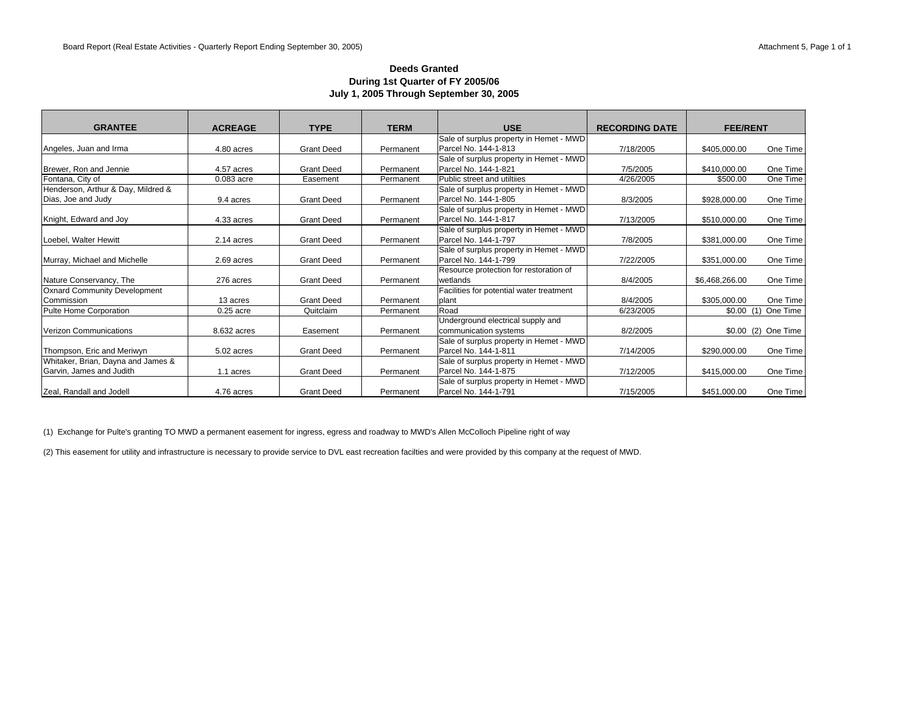**Deeds Granted**
**During 1st Quarter of FY 2005/06**
**July 1, 2005 Through September 30, 2005**

| GRANTEE | ACREAGE | TYPE | TERM | USE | RECORDING DATE | FEE/RENT | |
|---|---|---|---|---|---|---|---|
| Angeles, Juan and Irma | 4.80 acres | Grant Deed | Permanent | Sale of surplus property in Hemet - MWD Parcel No. 144-1-813 | 7/18/2005 | $405,000.00 | One Time |
| Brewer, Ron and Jennie | 4.57 acres | Grant Deed | Permanent | Sale of surplus property in Hemet - MWD Parcel No. 144-1-821 | 7/5/2005 | $410,000.00 | One Time |
| Fontana, City of | 0.083 acre | Easement | Permanent | Public street and utiltiies | 4/26/2005 | $500.00 | One Time |
| Henderson, Arthur & Day, Mildred & Dias, Joe and Judy | 9.4 acres | Grant Deed | Permanent | Sale of surplus property in Hemet - MWD Parcel No. 144-1-805 | 8/3/2005 | $928,000.00 | One Time |
| Knight, Edward and Joy | 4.33 acres | Grant Deed | Permanent | Sale of surplus property in Hemet - MWD Parcel No. 144-1-817 | 7/13/2005 | $510,000.00 | One Time |
| Loebel, Walter Hewitt | 2.14 acres | Grant Deed | Permanent | Sale of surplus property in Hemet - MWD Parcel No. 144-1-797 | 7/8/2005 | $381,000.00 | One Time |
| Murray, Michael and Michelle | 2.69 acres | Grant Deed | Permanent | Sale of surplus property in Hemet - MWD Parcel No. 144-1-799 | 7/22/2005 | $351,000.00 | One Time |
| Nature Conservancy, The | 276 acres | Grant Deed | Permanent | Resource protection for restoration of wetlands | 8/4/2005 | $6,468,266.00 | One Time |
| Oxnard Community Development Commission | 13 acres | Grant Deed | Permanent | Facilities for potential water treatment plant | 8/4/2005 | $305,000.00 | One Time |
| Pulte Home Corporation | 0.25 acre | Quitclaim | Permanent | Road | 6/23/2005 | $0.00 (1) | One Time |
| Verizon Communications | 8.632 acres | Easement | Permanent | Underground electrical supply and communication systems | 8/2/2005 | $0.00 (2) | One Time |
| Thompson, Eric and Meriwyn | 5.02 acres | Grant Deed | Permanent | Sale of surplus property in Hemet - MWD Parcel No. 144-1-811 | 7/14/2005 | $290,000.00 | One Time |
| Whitaker, Brian, Dayna and James & Garvin, James and Judith | 1.1 acres | Grant Deed | Permanent | Sale of surplus property in Hemet - MWD Parcel No. 144-1-875 | 7/12/2005 | $415,000.00 | One Time |
| Zeal, Randall and Jodell | 4.76 acres | Grant Deed | Permanent | Sale of surplus property in Hemet - MWD Parcel No. 144-1-791 | 7/15/2005 | $451,000.00 | One Time |

(1) Exchange for Pulte's granting TO MWD a permanent easement for ingress, egress and roadway to MWD's Allen McColloch Pipeline right of way

(2) This easement for utility and infrastructure is necessary to provide service to DVL east recreation facilties and were provided by this company at the request of MWD.